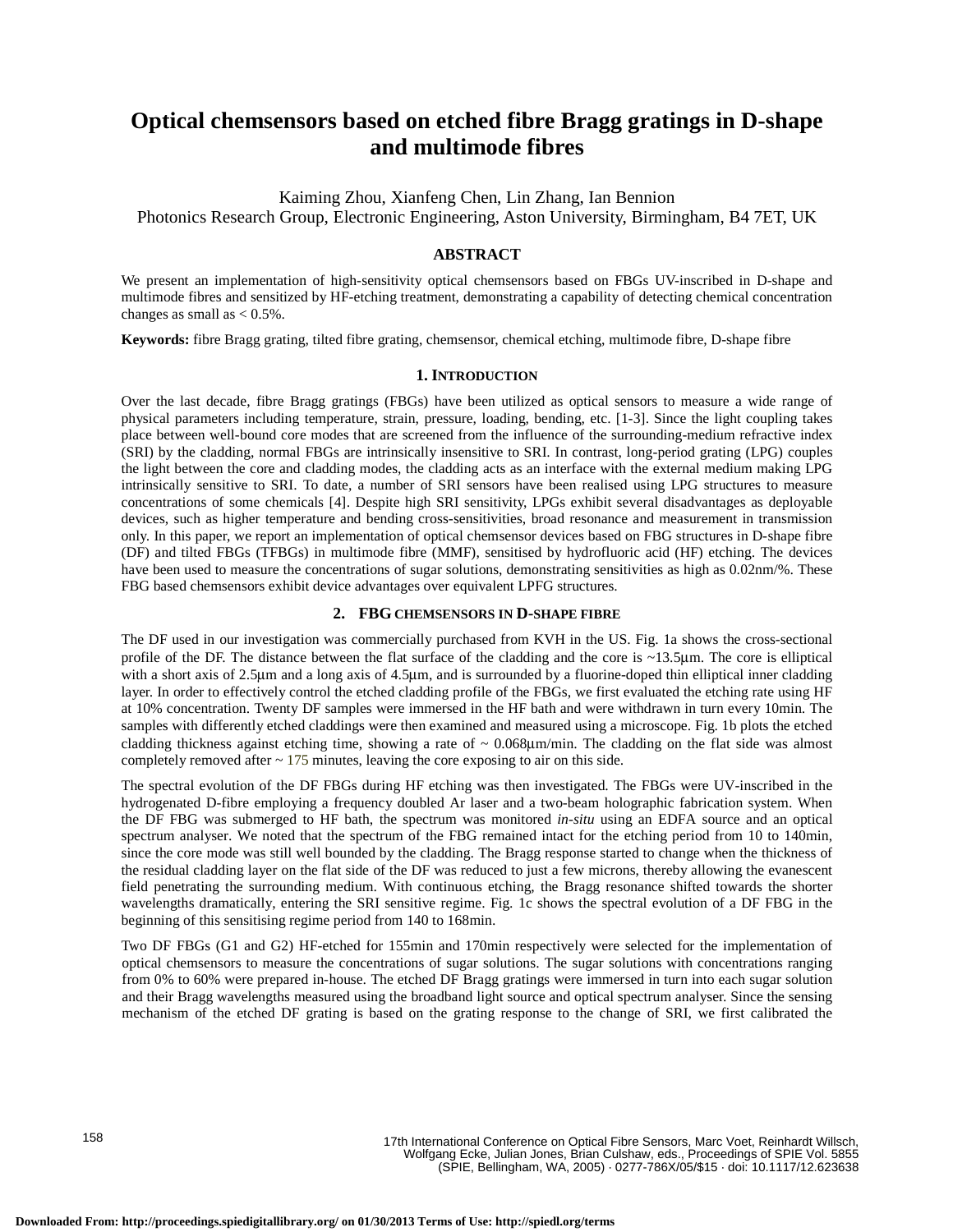# Optical chemsensors based on etched fibre Bragg gratings in D-shape and multimode fibres

Kaiming Zhou, Xianfeng Chen, Lin Zhang, Ian Bennion
Photonics Research Group, Electronic Engineering, Aston University, Birmingham, B4 7ET, UK

## ABSTRACT

We present an implementation of high-sensitivity optical chemsensors based on FBGs UV-inscribed in D-shape and multimode fibres and sensitized by HF-etching treatment, demonstrating a capability of detecting chemical concentration changes as small as < 0.5%.

**Keywords:** fibre Bragg grating, tilted fibre grating, chemsensor, chemical etching, multimode fibre, D-shape fibre

## 1. INTRODUCTION

Over the last decade, fibre Bragg gratings (FBGs) have been utilized as optical sensors to measure a wide range of physical parameters including temperature, strain, pressure, loading, bending, etc. [1-3]. Since the light coupling takes place between well-bound core modes that are screened from the influence of the surrounding-medium refractive index (SRI) by the cladding, normal FBGs are intrinsically insensitive to SRI. In contrast, long-period grating (LPG) couples the light between the core and cladding modes, the cladding acts as an interface with the external medium making LPG intrinsically sensitive to SRI. To date, a number of SRI sensors have been realised using LPG structures to measure concentrations of some chemicals [4]. Despite high SRI sensitivity, LPGs exhibit several disadvantages as deployable devices, such as higher temperature and bending cross-sensitivities, broad resonance and measurement in transmission only. In this paper, we report an implementation of optical chemsensor devices based on FBG structures in D-shape fibre (DF) and tilted FBGs (TFBGs) in multimode fibre (MMF), sensitised by hydrofluoric acid (HF) etching. The devices have been used to measure the concentrations of sugar solutions, demonstrating sensitivities as high as 0.02nm/%. These FBG based chemsensors exhibit device advantages over equivalent LPFG structures.

## 2. FBG CHEMSENSORS IN D-SHAPE FIBRE

The DF used in our investigation was commercially purchased from KVH in the US. Fig. 1a shows the cross-sectional profile of the DF. The distance between the flat surface of the cladding and the core is ~13.5μm. The core is elliptical with a short axis of 2.5μm and a long axis of 4.5μm, and is surrounded by a fluorine-doped thin elliptical inner cladding layer. In order to effectively control the etched cladding profile of the FBGs, we first evaluated the etching rate using HF at 10% concentration. Twenty DF samples were immersed in the HF bath and were withdrawn in turn every 10min. The samples with differently etched claddings were then examined and measured using a microscope. Fig. 1b plots the etched cladding thickness against etching time, showing a rate of ~ 0.068μm/min. The cladding on the flat side was almost completely removed after ~ 175 minutes, leaving the core exposing to air on this side.

The spectral evolution of the DF FBGs during HF etching was then investigated. The FBGs were UV-inscribed in the hydrogenated D-fibre employing a frequency doubled Ar laser and a two-beam holographic fabrication system. When the DF FBG was submerged to HF bath, the spectrum was monitored *in-situ* using an EDFA source and an optical spectrum analyser. We noted that the spectrum of the FBG remained intact for the etching period from 10 to 140min, since the core mode was still well bounded by the cladding. The Bragg response started to change when the thickness of the residual cladding layer on the flat side of the DF was reduced to just a few microns, thereby allowing the evanescent field penetrating the surrounding medium. With continuous etching, the Bragg resonance shifted towards the shorter wavelengths dramatically, entering the SRI sensitive regime. Fig. 1c shows the spectral evolution of a DF FBG in the beginning of this sensitising regime period from 140 to 168min.

Two DF FBGs (G1 and G2) HF-etched for 155min and 170min respectively were selected for the implementation of optical chemsensors to measure the concentrations of sugar solutions. The sugar solutions with concentrations ranging from 0% to 60% were prepared in-house. The etched DF Bragg gratings were immersed in turn into each sugar solution and their Bragg wavelengths measured using the broadband light source and optical spectrum analyser. Since the sensing mechanism of the etched DF grating is based on the grating response to the change of SRI, we first calibrated the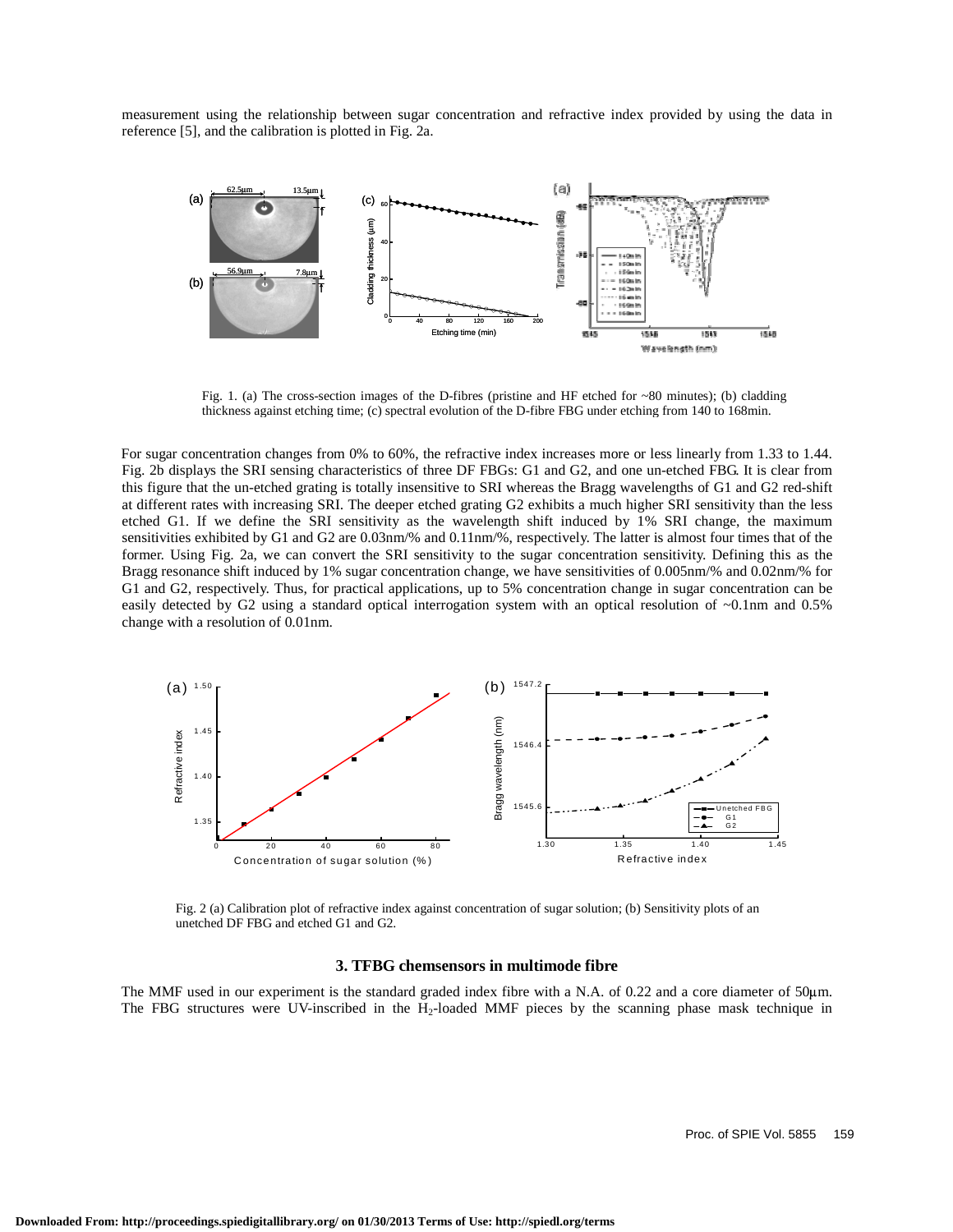measurement using the relationship between sugar concentration and refractive index provided by using the data in reference [5], and the calibration is plotted in Fig. 2a.

Fig. 1. (a) The cross-section images of the D-fibres (pristine and HF etched for ~80 minutes); (b) cladding thickness against etching time; (c) spectral evolution of the D-fibre FBG under etching from 140 to 168min.

For sugar concentration changes from 0% to 60%, the refractive index increases more or less linearly from 1.33 to 1.44. Fig. 2b displays the SRI sensing characteristics of three DF FBGs: G1 and G2, and one un-etched FBG. It is clear from this figure that the un-etched grating is totally insensitive to SRI whereas the Bragg wavelengths of G1 and G2 red-shift at different rates with increasing SRI. The deeper etched grating G2 exhibits a much higher SRI sensitivity than the less etched G1. If we define the SRI sensitivity as the wavelength shift induced by 1% SRI change, the maximum sensitivities exhibited by G1 and G2 are 0.03nm/% and 0.11nm/%, respectively. The latter is almost four times that of the former. Using Fig. 2a, we can convert the SRI sensitivity to the sugar concentration sensitivity. Defining this as the Bragg resonance shift induced by 1% sugar concentration change, we have sensitivities of 0.005nm/% and 0.02nm/% for G1 and G2, respectively. Thus, for practical applications, up to 5% concentration change in sugar concentration can be easily detected by G2 using a standard optical interrogation system with an optical resolution of ~0.1nm and 0.5% change with a resolution of 0.01nm.

Fig. 2 (a) Calibration plot of refractive index against concentration of sugar solution; (b) Sensitivity plots of an unetched DF FBG and etched G1 and G2.

### 3. TFBG chemsensors in multimode fibre

The MMF used in our experiment is the standard graded index fibre with a N.A. of 0.22 and a core diameter of 50μm. The FBG structures were UV-inscribed in the $H_2$-loaded MMF pieces by the scanning phase mask technique in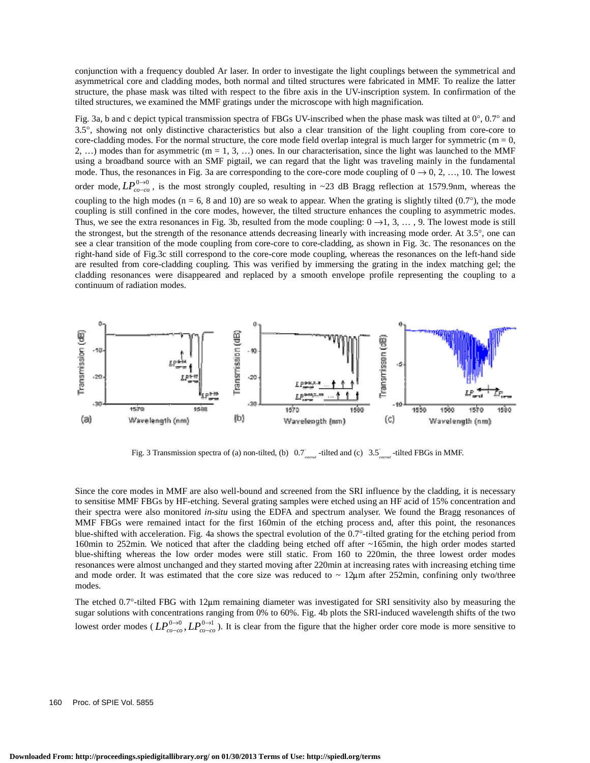conjunction with a frequency doubled Ar laser. In order to investigate the light couplings between the symmetrical and asymmetrical core and cladding modes, both normal and tilted structures were fabricated in MMF. To realize the latter structure, the phase mask was tilted with respect to the fibre axis in the UV-inscription system. In confirmation of the tilted structures, we examined the MMF gratings under the microscope with high magnification.

Fig. 3a, b and c depict typical transmission spectra of FBGs UV-inscribed when the phase mask was tilted at 0°, 0.7° and 3.5°, showing not only distinctive characteristics but also a clear transition of the light coupling from core-core to core-cladding modes. For the normal structure, the core mode field overlap integral is much larger for symmetric (m = 0, 2, …) modes than for asymmetric (m = 1, 3, …) ones. In our characterisation, since the light was launched to the MMF using a broadband source with an SMF pigtail, we can regard that the light was traveling mainly in the fundamental mode. Thus, the resonances in Fig. 3a are corresponding to the core-core mode coupling of $0 \rightarrow 0, 2, \ldots, 10$. The lowest order mode, $LP_{co-co}^{0\rightarrow 0}$, is the most strongly coupled, resulting in ~23 dB Bragg reflection at 1579.9nm, whereas the coupling to the high modes (n = 6, 8 and 10) are so weak to appear. When the grating is slightly tilted (0.7°), the mode coupling is still confined in the core modes, however, the tilted structure enhances the coupling to asymmetric modes. Thus, we see the extra resonances in Fig. 3b, resulted from the mode coupling: $0 \rightarrow 1, 3, \ldots, 9$. The lowest mode is still the strongest, but the strength of the resonance attends decreasing linearly with increasing mode order. At 3.5°, one can see a clear transition of the mode coupling from core-core to core-cladding, as shown in Fig. 3c. The resonances on the right-hand side of Fig.3c still correspond to the core-core mode coupling, whereas the resonances on the left-hand side are resulted from core-cladding coupling. This was verified by immersing the grating in the index matching gel; the cladding resonances were disappeared and replaced by a smooth envelope profile representing the coupling to a continuum of radiation modes.

Fig. 3 Transmission spectra of (a) non-tilted, (b) $0.7^{\circ}_{external}$ -tilted and (c) $3.5^{\circ}_{external}$ -tilted FBGs in MMF.

Since the core modes in MMF are also well-bound and screened from the SRI influence by the cladding, it is necessary to sensitise MMF FBGs by HF-etching. Several grating samples were etched using an HF acid of 15% concentration and their spectra were also monitored *in-situ* using the EDFA and spectrum analyser. We found the Bragg resonances of MMF FBGs were remained intact for the first 160min of the etching process and, after this point, the resonances blue-shifted with acceleration. Fig. 4a shows the spectral evolution of the 0.7°-tilted grating for the etching period from 160min to 252min. We noticed that after the cladding being etched off after ~165min, the high order modes started blue-shifting whereas the low order modes were still static. From 160 to 220min, the three lowest order modes resonances were almost unchanged and they started moving after 220min at increasing rates with increasing etching time and mode order. It was estimated that the core size was reduced to ~ 12μm after 252min, confining only two/three modes.

The etched 0.7°-tilted FBG with 12μm remaining diameter was investigated for SRI sensitivity also by measuring the sugar solutions with concentrations ranging from 0% to 60%. Fig. 4b plots the SRI-induced wavelength shifts of the two lowest order modes ($LP_{co-co}^{0\rightarrow 0}, LP_{co-co}^{0\rightarrow 1}$). It is clear from the figure that the higher order core mode is more sensitive to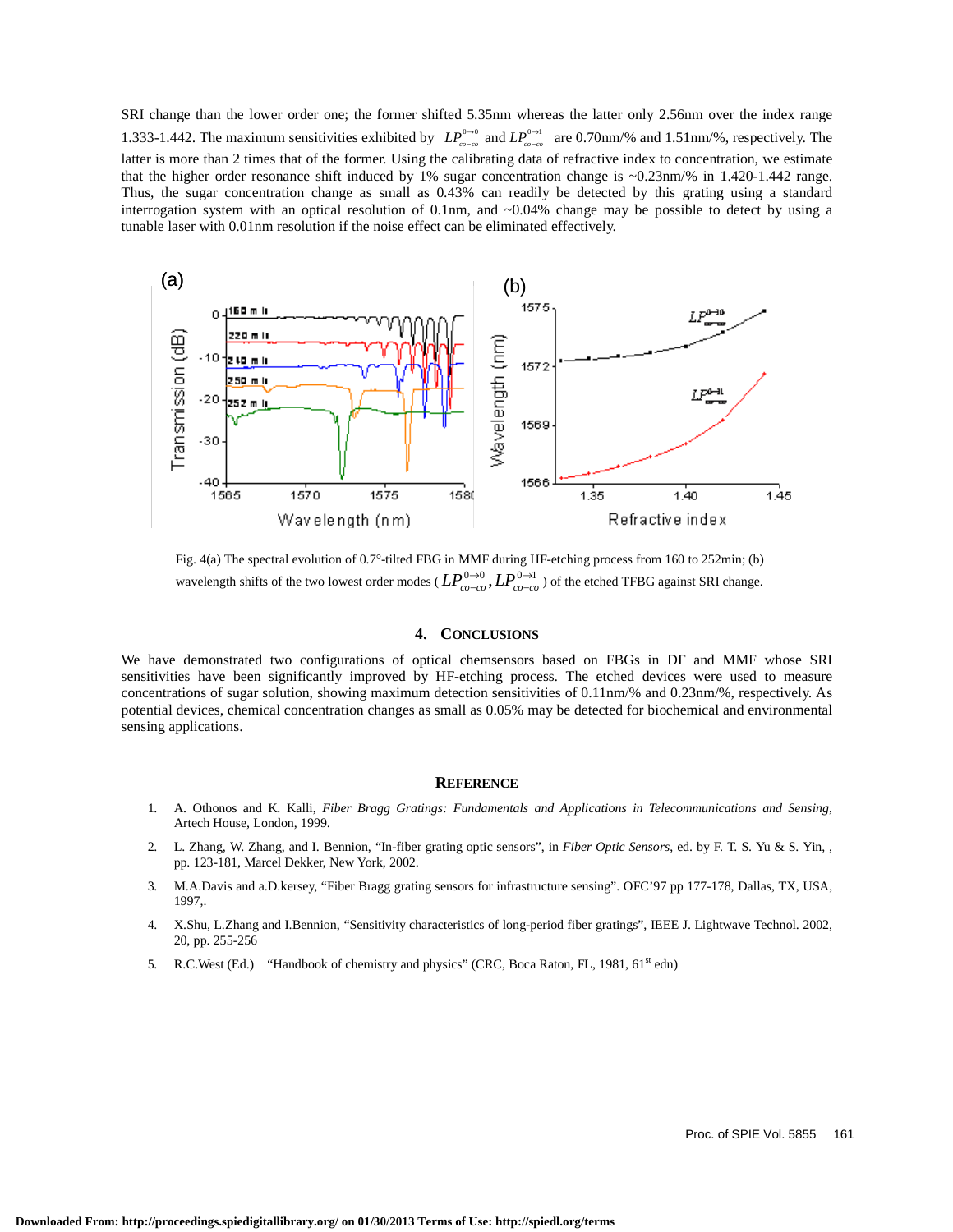SRI change than the lower order one; the former shifted 5.35nm whereas the latter only 2.56nm over the index range 1.333-1.442. The maximum sensitivities exhibited by $LP_{co-co}^{0\rightarrow 0}$ and $LP_{co-co}^{0\rightarrow 1}$ are 0.70nm/% and 1.51nm/%, respectively. The latter is more than 2 times that of the former. Using the calibrating data of refractive index to concentration, we estimate that the higher order resonance shift induced by 1% sugar concentration change is ~0.23nm/% in 1.420-1.442 range. Thus, the sugar concentration change as small as 0.43% can readily be detected by this grating using a standard interrogation system with an optical resolution of 0.1nm, and ~0.04% change may be possible to detect by using a tunable laser with 0.01nm resolution if the noise effect can be eliminated effectively.

(a)

160 min
220 min
240 min
250 min
252 min

Transmission (dB)

0
-10
-20
-30
-40

1565
1570
1575
1580

Wavelength (nm)

(b)

$LP_{co-co}^{0\rightarrow 0}$

$LP_{co-co}^{0\rightarrow 1}$

Wavelength (nm)

1575
1572
1569
1566

1.35
1.40
1.45

Refractive index

Fig. 4(a) The spectral evolution of 0.7°-tilted FBG in MMF during HF-etching process from 160 to 252min; (b) wavelength shifts of the two lowest order modes ($LP_{co-co}^{0\rightarrow 0}, LP_{co-co}^{0\rightarrow 1}$) of the etched TFBG against SRI change.

## 4. CONCLUSIONS

We have demonstrated two configurations of optical chemsensors based on FBGs in DF and MMF whose SRI sensitivities have been significantly improved by HF-etching process. The etched devices were used to measure concentrations of sugar solution, showing maximum detection sensitivities of 0.11nm/% and 0.23nm/%, respectively. As potential devices, chemical concentration changes as small as 0.05% may be detected for biochemical and environmental sensing applications.

## REFERENCE

1. A. Othonos and K. Kalli, *Fiber Bragg Gratings: Fundamentals and Applications in Telecommunications and Sensing*, Artech House, London, 1999.
2. L. Zhang, W. Zhang, and I. Bennion, "In-fiber grating optic sensors", in *Fiber Optic Sensors*, ed. by F. T. S. Yu & S. Yin, , pp. 123-181, Marcel Dekker, New York, 2002.
3. M.A.Davis and a.D.kersey, "Fiber Bragg grating sensors for infrastructure sensing". OFC'97 pp 177-178, Dallas, TX, USA, 1997,.
4. X.Shu, L.Zhang and I.Bennion, "Sensitivity characteristics of long-period fiber gratings", IEEE J. Lightwave Technol. 2002, 20, pp. 255-256
5. R.C.West (Ed.) "Handbook of chemistry and physics" (CRC, Boca Raton, FL, 1981, 61st edn)